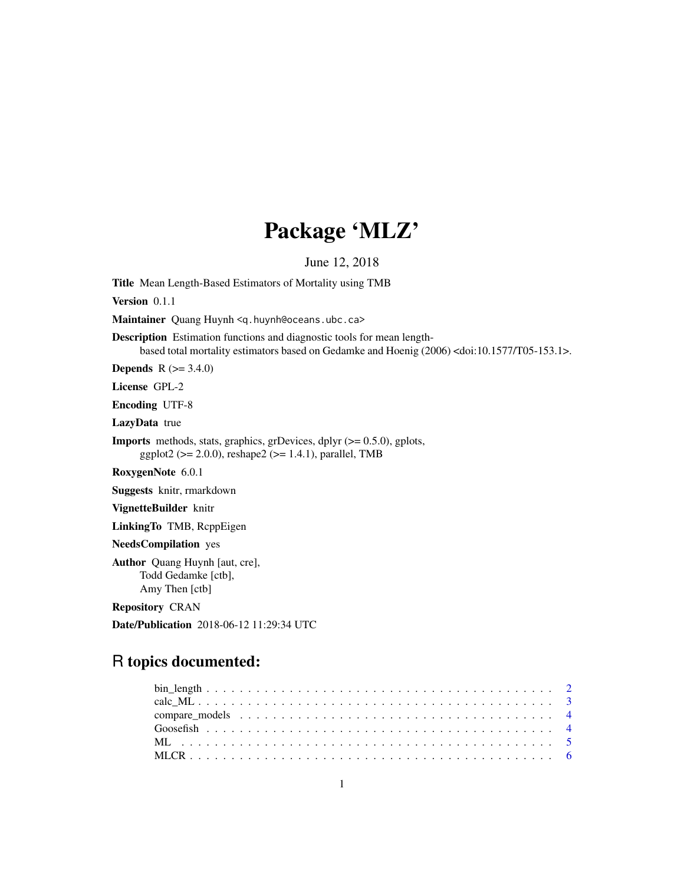# Package 'MLZ'

June 12, 2018

**Title** Mean Length-Based Estimators of Mortality using TMB

**Version** 0.1.1

**Maintainer** Quang Huynh <q.huynh@oceans.ubc.ca>

**Description** Estimation functions and diagnostic tools for mean length-based total mortality estimators based on Gedamke and Hoenig (2006) <doi:10.1577/T05-153.1>.

**Depends** R (>= 3.4.0)

**License** GPL-2

**Encoding** UTF-8

**LazyData** true

**Imports** methods, stats, graphics, grDevices, dplyr (>= 0.5.0), gplots, ggplot2 (>= 2.0.0), reshape2 (>= 1.4.1), parallel, TMB

**RoxygenNote** 6.0.1

**Suggests** knitr, rmarkdown

**VignetteBuilder** knitr

**LinkingTo** TMB, RcppEigen

**NeedsCompilation** yes

**Author** Quang Huynh [aut, cre],
Todd Gedamke [ctb],
Amy Then [ctb]

**Repository** CRAN

**Date/Publication** 2018-06-12 11:29:34 UTC

## R topics documented:

- bin_length . . . . . . . . . . 2
- calc_ML . . . . . . . . . . 3
- compare_models . . . . . . . . . . 4
- Goosefish . . . . . . . . . . 4
- ML . . . . . . . . . . 5
- MLCR . . . . . . . . . . 6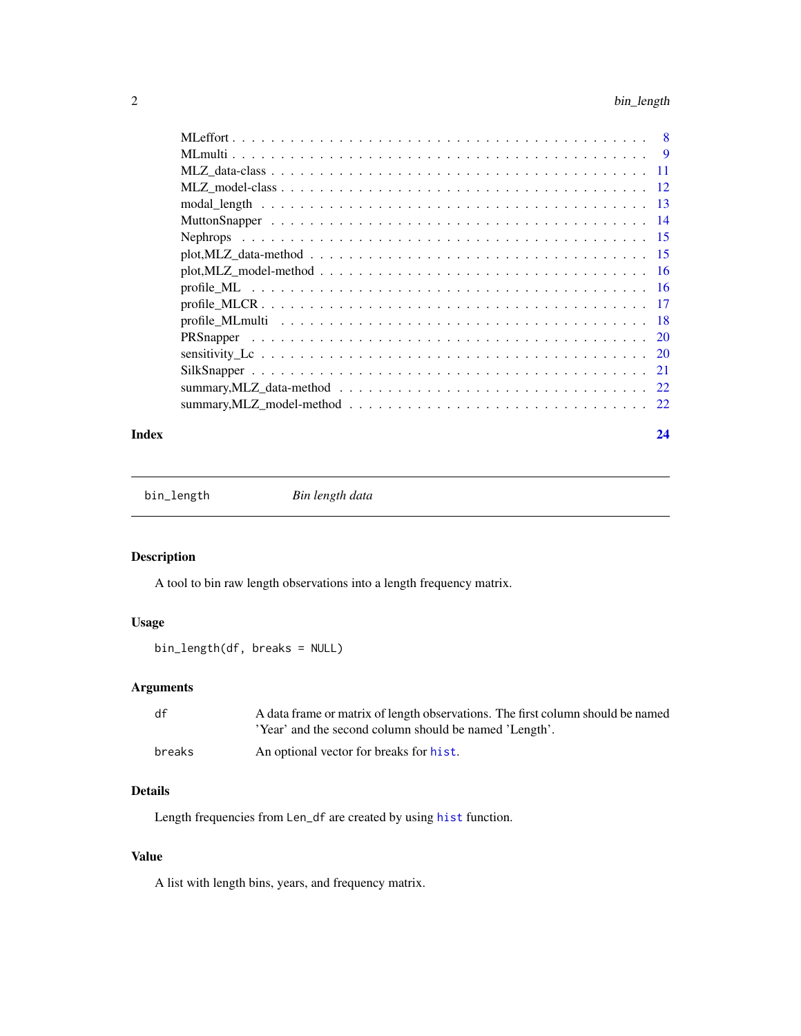MLeffort . . . . . . . . . . . . . . . . . . . . . . . . . . . . . . . . . . . . . . 8
MLmulti . . . . . . . . . . . . . . . . . . . . . . . . . . . . . . . . . . . . . . 9
MLZ_data-class . . . . . . . . . . . . . . . . . . . . . . . . . . . . . . . . . . 11
MLZ_model-class . . . . . . . . . . . . . . . . . . . . . . . . . . . . . . . . . 12
modal_length . . . . . . . . . . . . . . . . . . . . . . . . . . . . . . . . . . . 13
MuttonSnapper . . . . . . . . . . . . . . . . . . . . . . . . . . . . . . . . . . 14
Nephrops . . . . . . . . . . . . . . . . . . . . . . . . . . . . . . . . . . . . . 15
plot,MLZ_data-method . . . . . . . . . . . . . . . . . . . . . . . . . . . . . . 15
plot,MLZ_model-method . . . . . . . . . . . . . . . . . . . . . . . . . . . . . 16
profile_ML . . . . . . . . . . . . . . . . . . . . . . . . . . . . . . . . . . . . 16
profile_MLCR . . . . . . . . . . . . . . . . . . . . . . . . . . . . . . . . . . 17
profile_MLmulti . . . . . . . . . . . . . . . . . . . . . . . . . . . . . . . . . 18
PRSnapper . . . . . . . . . . . . . . . . . . . . . . . . . . . . . . . . . . . . 20
sensitivity_Lc . . . . . . . . . . . . . . . . . . . . . . . . . . . . . . . . . . 20
SilkSnapper . . . . . . . . . . . . . . . . . . . . . . . . . . . . . . . . . . . 21
summary,MLZ_data-method . . . . . . . . . . . . . . . . . . . . . . . . . . . 22
summary,MLZ_model-method . . . . . . . . . . . . . . . . . . . . . . . . . . 22

**Index** **24**

---

`bin_length` *Bin length data*

---

## Description

A tool to bin raw length observations into a length frequency matrix.

## Usage

```
bin_length(df, breaks = NULL)
```

## Arguments

| | |
|---|---|
| `df` | A data frame or matrix of length observations. The first column should be named 'Year' and the second column should be named 'Length'. |
| `breaks` | An optional vector for breaks for `hist`. |

## Details

Length frequencies from `Len_df` are created by using `hist` function.

## Value

A list with length bins, years, and frequency matrix.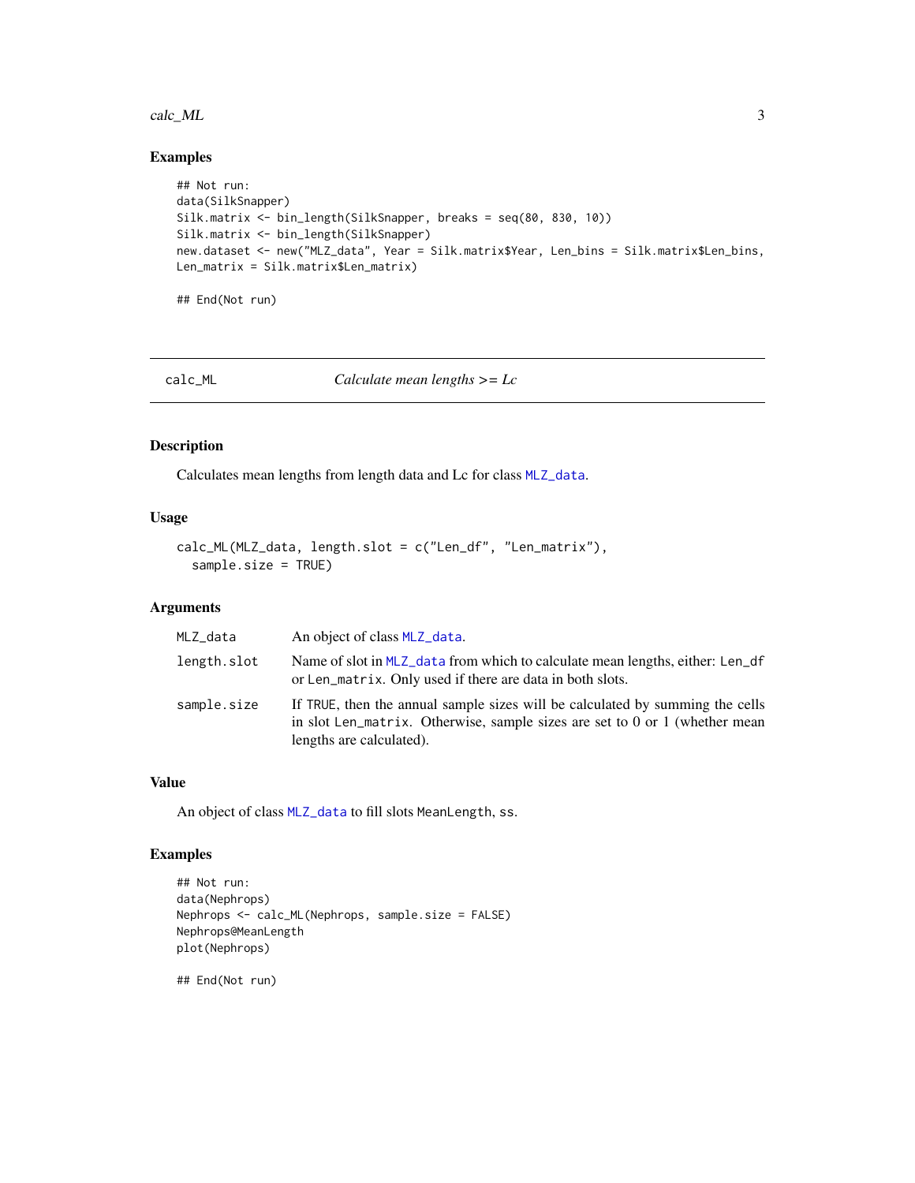### Examples

```
## Not run:
data(SilkSnapper)
Silk.matrix <- bin_length(SilkSnapper, breaks = seq(80, 830, 10))
Silk.matrix <- bin_length(SilkSnapper)
new.dataset <- new("MLZ_data", Year = Silk.matrix$Year, Len_bins = Silk.matrix$Len_bins,
Len_matrix = Silk.matrix$Len_matrix)

## End(Not run)
```

---

## calc_ML — *Calculate mean lengths >= Lc*

### Description

Calculates mean lengths from length data and Lc for class MLZ_data.

### Usage

```
calc_ML(MLZ_data, length.slot = c("Len_df", "Len_matrix"),
  sample.size = TRUE)
```

### Arguments

| Argument | Description |
| --- | --- |
| MLZ_data | An object of class MLZ_data. |
| length.slot | Name of slot in MLZ_data from which to calculate mean lengths, either: Len_df or Len_matrix. Only used if there are data in both slots. |
| sample.size | If TRUE, then the annual sample sizes will be calculated by summing the cells in slot Len_matrix. Otherwise, sample sizes are set to 0 or 1 (whether mean lengths are calculated). |

### Value

An object of class MLZ_data to fill slots MeanLength, ss.

### Examples

```
## Not run:
data(Nephrops)
Nephrops <- calc_ML(Nephrops, sample.size = FALSE)
Nephrops@MeanLength
plot(Nephrops)

## End(Not run)
```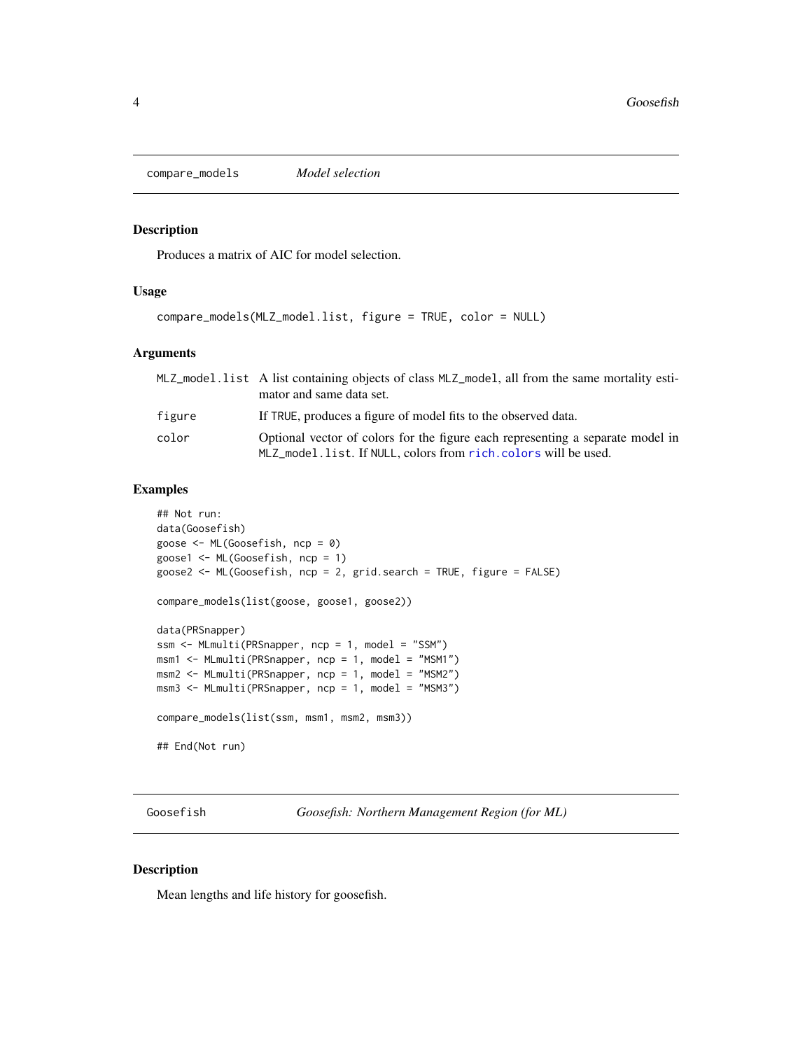## compare_models *Model selection*

### Description

Produces a matrix of AIC for model selection.

### Usage

```
compare_models(MLZ_model.list, figure = TRUE, color = NULL)
```

### Arguments

| | |
|---|---|
| `MLZ_model.list` | A list containing objects of class `MLZ_model`, all from the same mortality estimator and same data set. |
| `figure` | If `TRUE`, produces a figure of model fits to the observed data. |
| `color` | Optional vector of colors for the figure each representing a separate model in `MLZ_model.list`. If `NULL`, colors from `rich.colors` will be used. |

### Examples

```
## Not run:
data(Goosefish)
goose <- ML(Goosefish, ncp = 0)
goose1 <- ML(Goosefish, ncp = 1)
goose2 <- ML(Goosefish, ncp = 2, grid.search = TRUE, figure = FALSE)

compare_models(list(goose, goose1, goose2))

data(PRSnapper)
ssm <- MLmulti(PRSnapper, ncp = 1, model = "SSM")
msm1 <- MLmulti(PRSnapper, ncp = 1, model = "MSM1")
msm2 <- MLmulti(PRSnapper, ncp = 1, model = "MSM2")
msm3 <- MLmulti(PRSnapper, ncp = 1, model = "MSM3")

compare_models(list(ssm, msm1, msm2, msm3))

## End(Not run)
```

## Goosefish *Goosefish: Northern Management Region (for ML)*

### Description

Mean lengths and life history for goosefish.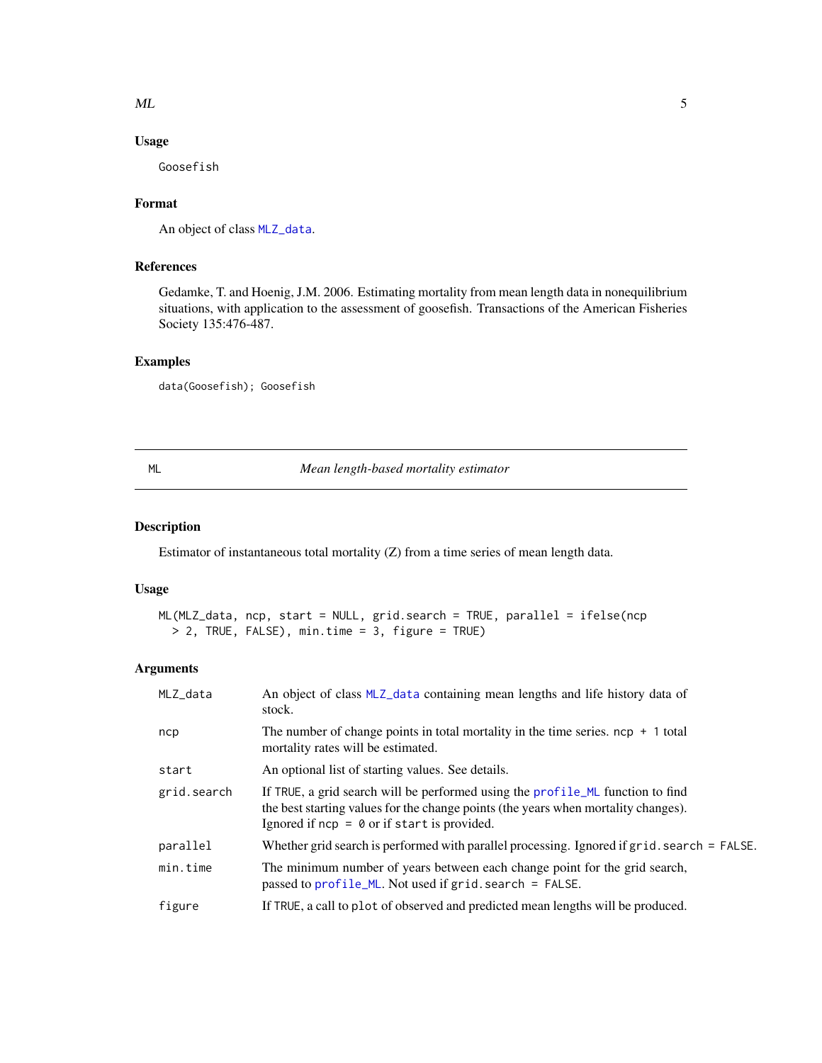### Usage

```
Goosefish
```

### Format

An object of class MLZ_data.

### References

Gedamke, T. and Hoenig, J.M. 2006. Estimating mortality from mean length data in nonequilibrium situations, with application to the assessment of goosefish. Transactions of the American Fisheries Society 135:476-487.

### Examples

```
data(Goosefish); Goosefish
```

---

## ML — *Mean length-based mortality estimator*

### Description

Estimator of instantaneous total mortality (Z) from a time series of mean length data.

### Usage

```
ML(MLZ_data, ncp, start = NULL, grid.search = TRUE, parallel = ifelse(ncp
  > 2, TRUE, FALSE), min.time = 3, figure = TRUE)
```

### Arguments

| Argument | Description |
|---|---|
| MLZ_data | An object of class MLZ_data containing mean lengths and life history data of stock. |
| ncp | The number of change points in total mortality in the time series. `ncp + 1` total mortality rates will be estimated. |
| start | An optional list of starting values. See details. |
| grid.search | If TRUE, a grid search will be performed using the profile_ML function to find the best starting values for the change points (the years when mortality changes). Ignored if `ncp = 0` or if `start` is provided. |
| parallel | Whether grid search is performed with parallel processing. Ignored if `grid.search = FALSE`. |
| min.time | The minimum number of years between each change point for the grid search, passed to profile_ML. Not used if `grid.search = FALSE`. |
| figure | If TRUE, a call to `plot` of observed and predicted mean lengths will be produced. |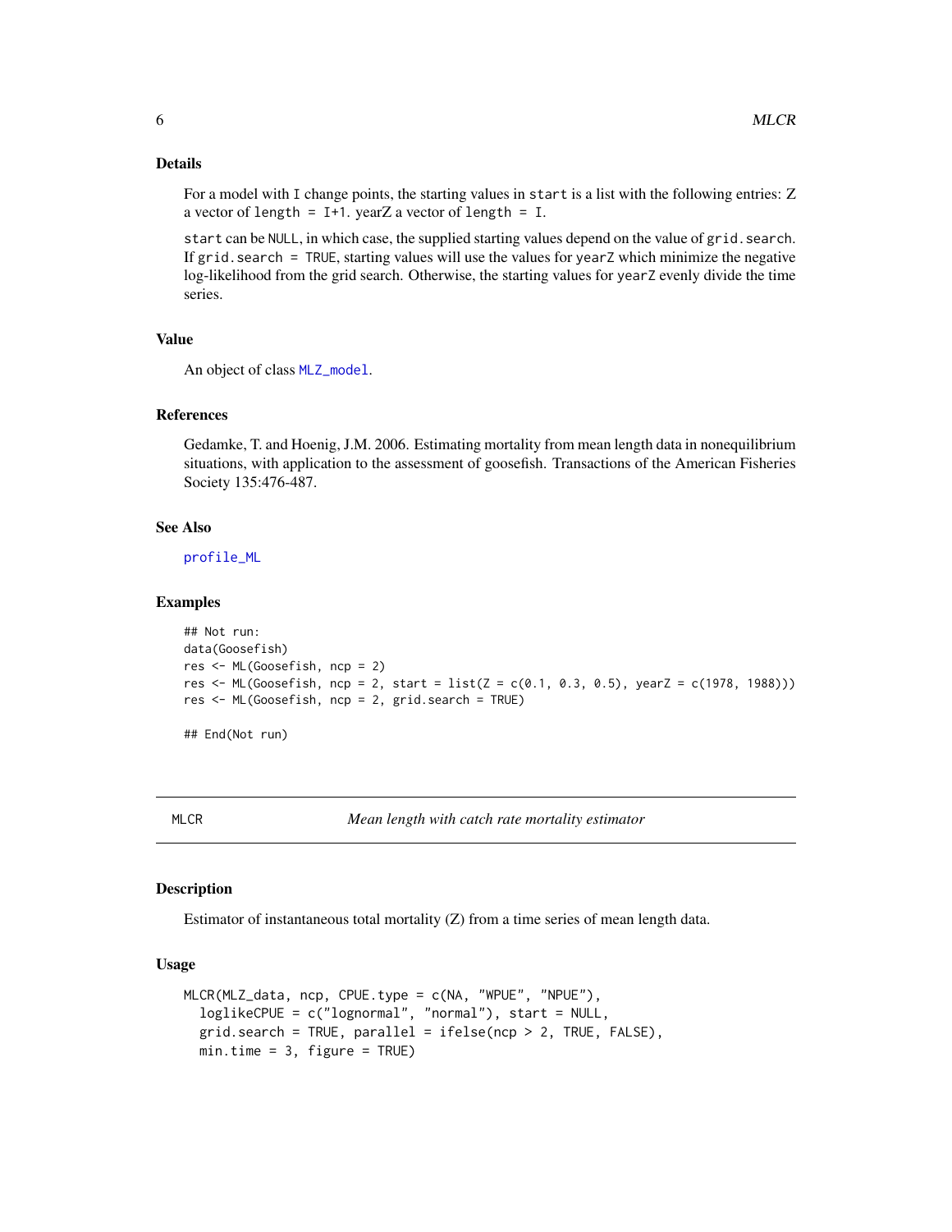### Details

For a model with I change points, the starting values in `start` is a list with the following entries: Z a vector of `length = I+1`. yearZ a vector of `length = I`.

`start` can be `NULL`, in which case, the supplied starting values depend on the value of `grid.search`. If `grid.search = TRUE`, starting values will use the values for `yearZ` which minimize the negative log-likelihood from the grid search. Otherwise, the starting values for `yearZ` evenly divide the time series.

### Value

An object of class `MLZ_model`.

### References

Gedamke, T. and Hoenig, J.M. 2006. Estimating mortality from mean length data in nonequilibrium situations, with application to the assessment of goosefish. Transactions of the American Fisheries Society 135:476-487.

### See Also

`profile_ML`

### Examples

```
## Not run:
data(Goosefish)
res <- ML(Goosefish, ncp = 2)
res <- ML(Goosefish, ncp = 2, start = list(Z = c(0.1, 0.3, 0.5), yearZ = c(1978, 1988)))
res <- ML(Goosefish, ncp = 2, grid.search = TRUE)

## End(Not run)
```

## MLCR — *Mean length with catch rate mortality estimator*

### Description

Estimator of instantaneous total mortality (Z) from a time series of mean length data.

### Usage

```
MLCR(MLZ_data, ncp, CPUE.type = c(NA, "WPUE", "NPUE"),
  loglikeCPUE = c("lognormal", "normal"), start = NULL,
  grid.search = TRUE, parallel = ifelse(ncp > 2, TRUE, FALSE),
  min.time = 3, figure = TRUE)
```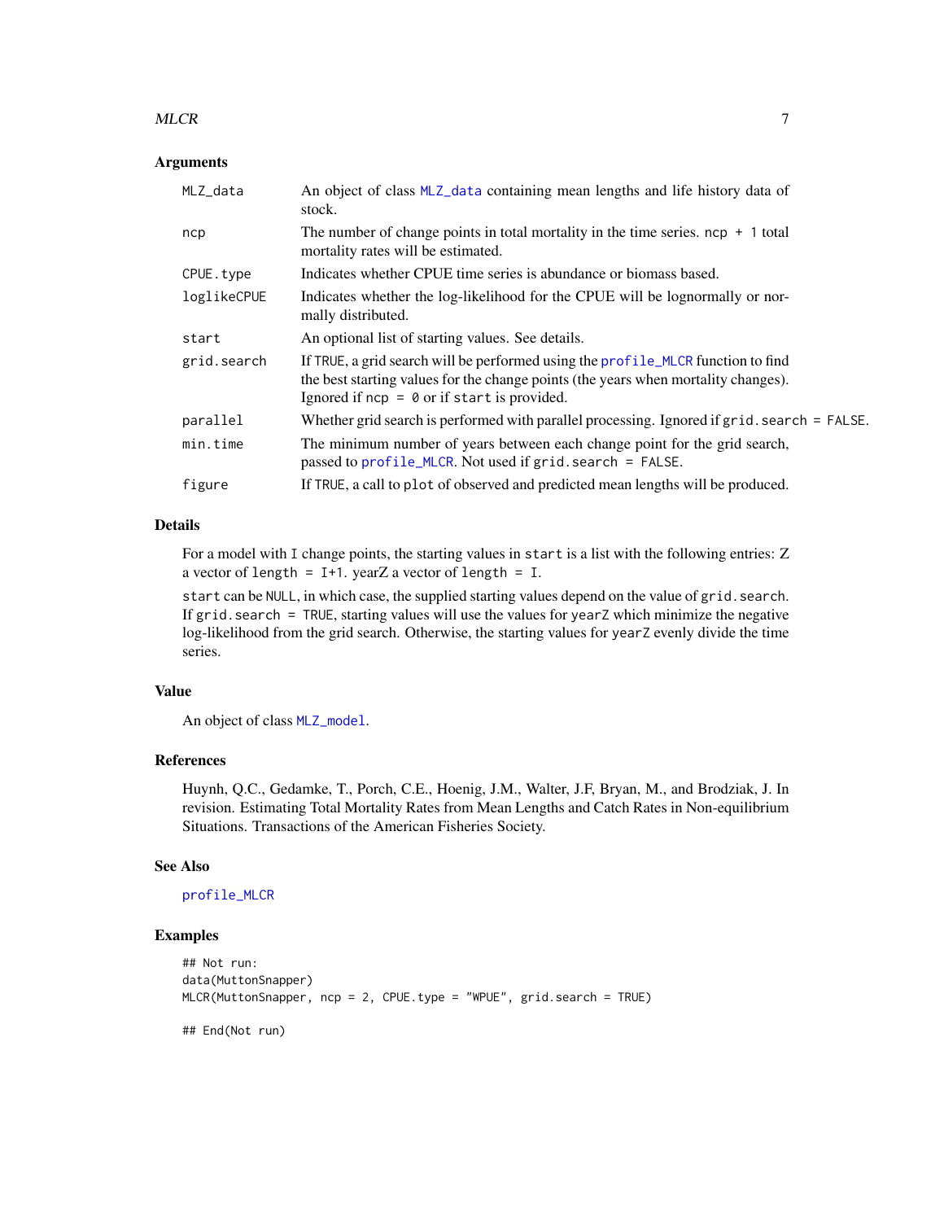### Arguments

| | |
|---|---|
| MLZ_data | An object of class MLZ_data containing mean lengths and life history data of stock. |
| ncp | The number of change points in total mortality in the time series. ncp + 1 total mortality rates will be estimated. |
| CPUE.type | Indicates whether CPUE time series is abundance or biomass based. |
| loglikeCPUE | Indicates whether the log-likelihood for the CPUE will be lognormally or normally distributed. |
| start | An optional list of starting values. See details. |
| grid.search | If TRUE, a grid search will be performed using the profile_MLCR function to find the best starting values for the change points (the years when mortality changes). Ignored if ncp = 0 or if start is provided. |
| parallel | Whether grid search is performed with parallel processing. Ignored if grid.search = FALSE. |
| min.time | The minimum number of years between each change point for the grid search, passed to profile_MLCR. Not used if grid.search = FALSE. |
| figure | If TRUE, a call to plot of observed and predicted mean lengths will be produced. |

### Details

For a model with I change points, the starting values in start is a list with the following entries: Z a vector of length = I+1. yearZ a vector of length = I.

start can be NULL, in which case, the supplied starting values depend on the value of grid.search. If grid.search = TRUE, starting values will use the values for yearZ which minimize the negative log-likelihood from the grid search. Otherwise, the starting values for yearZ evenly divide the time series.

### Value

An object of class MLZ_model.

### References

Huynh, Q.C., Gedamke, T., Porch, C.E., Hoenig, J.M., Walter, J.F, Bryan, M., and Brodziak, J. In revision. Estimating Total Mortality Rates from Mean Lengths and Catch Rates in Non-equilibrium Situations. Transactions of the American Fisheries Society.

### See Also

profile_MLCR

### Examples

```
## Not run:
data(MuttonSnapper)
MLCR(MuttonSnapper, ncp = 2, CPUE.type = "WPUE", grid.search = TRUE)

## End(Not run)
```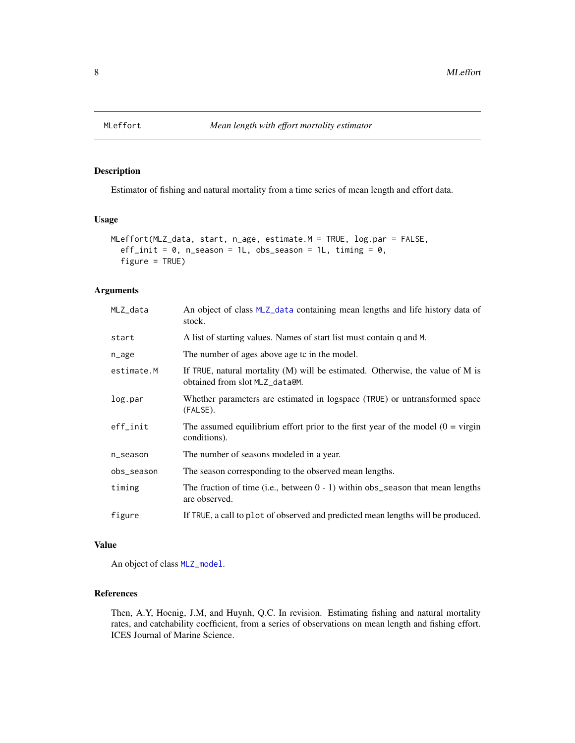# MLeffort — Mean length with effort mortality estimator

## Description

Estimator of fishing and natural mortality from a time series of mean length and effort data.

## Usage

```
MLeffort(MLZ_data, start, n_age, estimate.M = TRUE, log.par = FALSE,
  eff_init = 0, n_season = 1L, obs_season = 1L, timing = 0,
  figure = TRUE)
```

## Arguments

| | |
|---|---|
| MLZ_data | An object of class MLZ_data containing mean lengths and life history data of stock. |
| start | A list of starting values. Names of start list must contain q and M. |
| n_age | The number of ages above age tc in the model. |
| estimate.M | If TRUE, natural mortality (M) will be estimated. Otherwise, the value of M is obtained from slot MLZ_data@M. |
| log.par | Whether parameters are estimated in logspace (TRUE) or untransformed space (FALSE). |
| eff_init | The assumed equilibrium effort prior to the first year of the model (0 = virgin conditions). |
| n_season | The number of seasons modeled in a year. |
| obs_season | The season corresponding to the observed mean lengths. |
| timing | The fraction of time (i.e., between 0 - 1) within obs_season that mean lengths are observed. |
| figure | If TRUE, a call to plot of observed and predicted mean lengths will be produced. |

## Value

An object of class MLZ_model.

## References

Then, A.Y, Hoenig, J.M, and Huynh, Q.C. In revision. Estimating fishing and natural mortality rates, and catchability coefficient, from a series of observations on mean length and fishing effort. ICES Journal of Marine Science.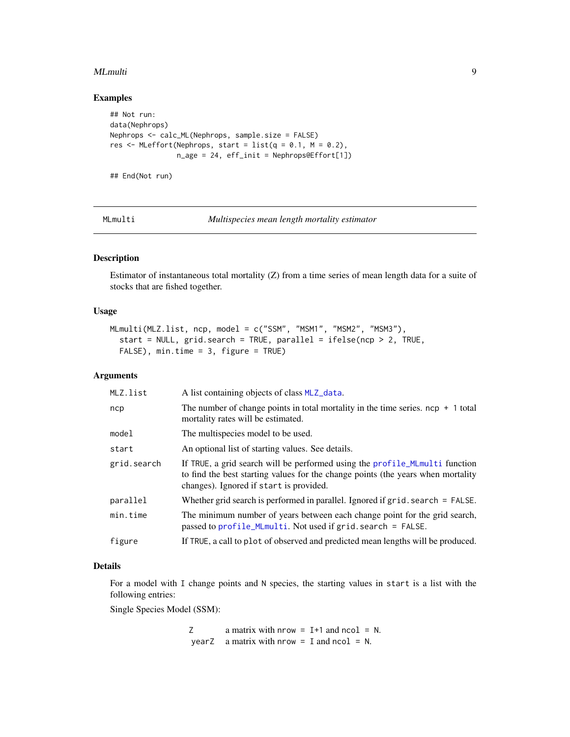### Examples

```
## Not run:
data(Nephrops)
Nephrops <- calc_ML(Nephrops, sample.size = FALSE)
res <- MLeffort(Nephrops, start = list(q = 0.1, M = 0.2),
                n_age = 24, eff_init = Nephrops@Effort[1])

## End(Not run)
```

---

## MLmulti — *Multispecies mean length mortality estimator*

---

### Description

Estimator of instantaneous total mortality (Z) from a time series of mean length data for a suite of stocks that are fished together.

### Usage

```
MLmulti(MLZ.list, ncp, model = c("SSM", "MSM1", "MSM2", "MSM3"),
  start = NULL, grid.search = TRUE, parallel = ifelse(ncp > 2, TRUE,
  FALSE), min.time = 3, figure = TRUE)
```

### Arguments

| Argument | Description |
|---|---|
| `MLZ.list` | A list containing objects of class MLZ_data. |
| `ncp` | The number of change points in total mortality in the time series. `ncp + 1` total mortality rates will be estimated. |
| `model` | The multispecies model to be used. |
| `start` | An optional list of starting values. See details. |
| `grid.search` | If `TRUE`, a grid search will be performed using the profile_MLmulti function to find the best starting values for the change points (the years when mortality changes). Ignored if `start` is provided. |
| `parallel` | Whether grid search is performed in parallel. Ignored if `grid.search = FALSE`. |
| `min.time` | The minimum number of years between each change point for the grid search, passed to profile_MLmulti. Not used if `grid.search = FALSE`. |
| `figure` | If `TRUE`, a call to `plot` of observed and predicted mean lengths will be produced. |

### Details

For a model with `I` change points and `N` species, the starting values in `start` is a list with the following entries:

Single Species Model (SSM):

| | |
|---|---|
| `Z` | a matrix with `nrow = I+1` and `ncol = N`. |
| `yearZ` | a matrix with `nrow = I` and `ncol = N`. |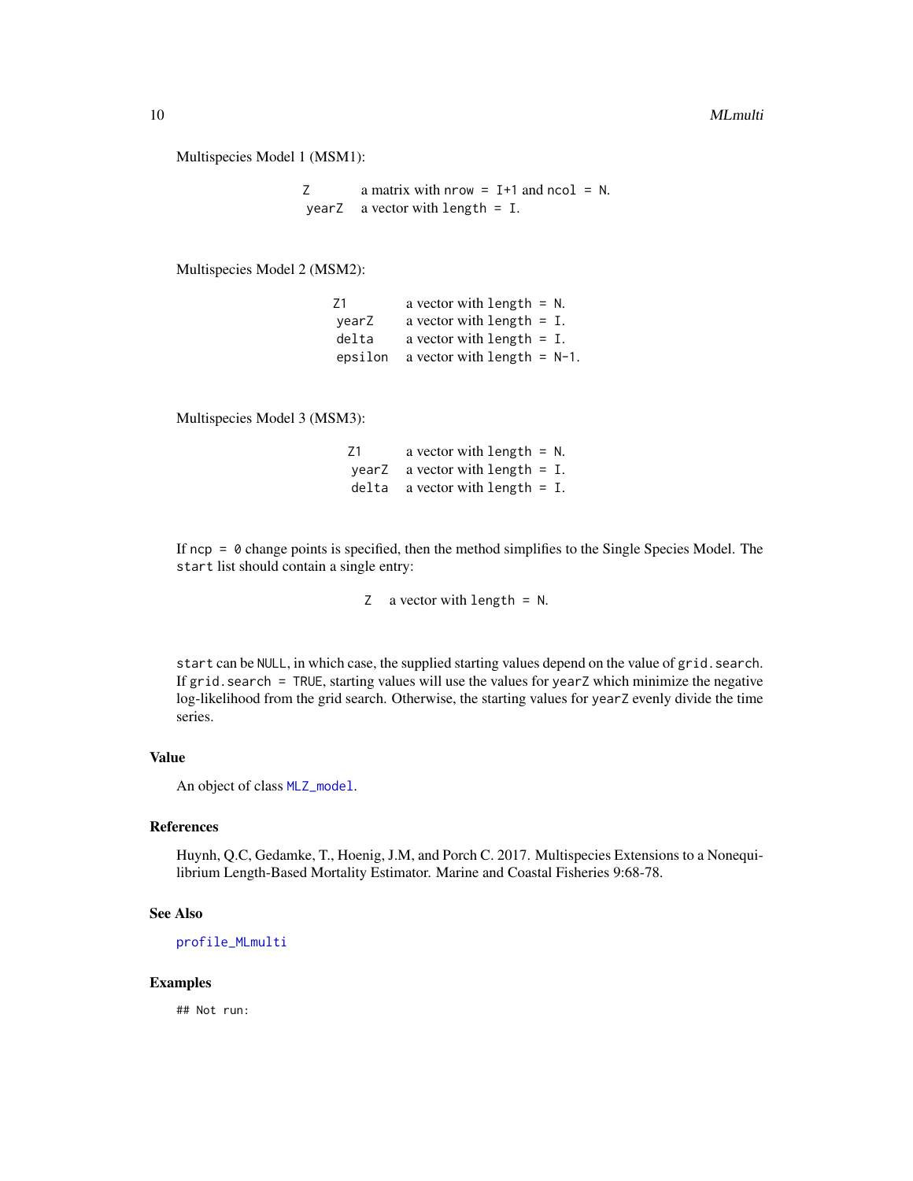Multispecies Model 1 (MSM1):

| | |
|---|---|
| `Z` | a matrix with `nrow = I+1` and `ncol = N`. |
| `yearZ` | a vector with `length = I`. |

Multispecies Model 2 (MSM2):

| | |
|---|---|
| `Z1` | a vector with `length = N`. |
| `yearZ` | a vector with `length = I`. |
| `delta` | a vector with `length = I`. |
| `epsilon` | a vector with `length = N-1`. |

Multispecies Model 3 (MSM3):

| | |
|---|---|
| `Z1` | a vector with `length = N`. |
| `yearZ` | a vector with `length = I`. |
| `delta` | a vector with `length = I`. |

If `ncp = 0` change points is specified, then the method simplifies to the Single Species Model. The `start` list should contain a single entry:

| | |
|---|---|
| `Z` | a vector with `length = N`. |

`start` can be `NULL`, in which case, the supplied starting values depend on the value of `grid.search`. If `grid.search = TRUE`, starting values will use the values for `yearZ` which minimize the negative log-likelihood from the grid search. Otherwise, the starting values for `yearZ` evenly divide the time series.

## Value

An object of class `MLZ_model`.

## References

Huynh, Q.C, Gedamke, T., Hoenig, J.M, and Porch C. 2017. Multispecies Extensions to a Nonequilibrium Length-Based Mortality Estimator. Marine and Coastal Fisheries 9:68-78.

## See Also

`profile_MLmulti`

## Examples

```
## Not run:
```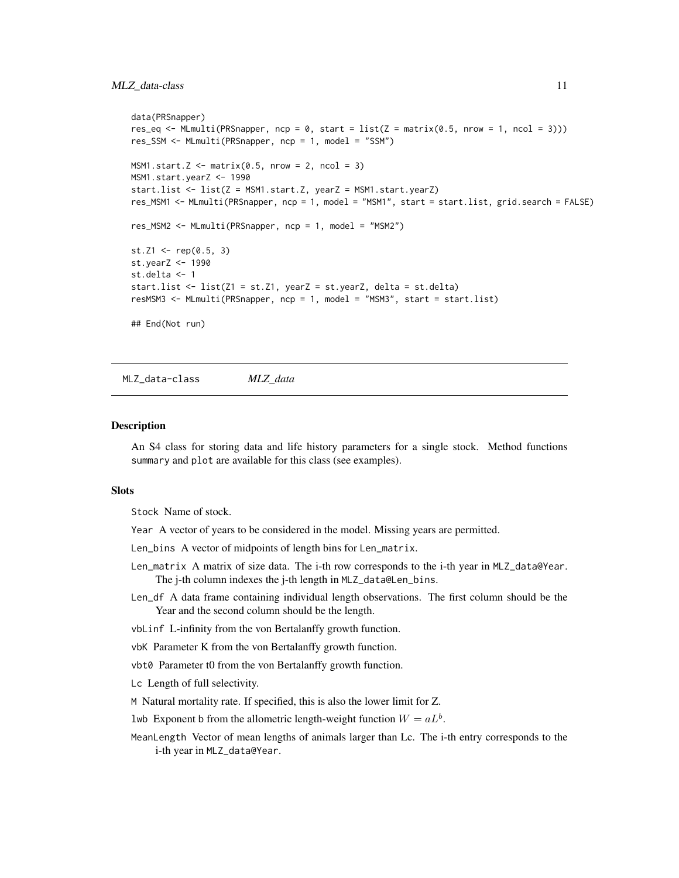```
data(PRSnapper)
res_eq <- MLmulti(PRSnapper, ncp = 0, start = list(Z = matrix(0.5, nrow = 1, ncol = 3)))
res_SSM <- MLmulti(PRSnapper, ncp = 1, model = "SSM")

MSM1.start.Z <- matrix(0.5, nrow = 2, ncol = 3)
MSM1.start.yearZ <- 1990
start.list <- list(Z = MSM1.start.Z, yearZ = MSM1.start.yearZ)
res_MSM1 <- MLmulti(PRSnapper, ncp = 1, model = "MSM1", start = start.list, grid.search = FALSE)

res_MSM2 <- MLmulti(PRSnapper, ncp = 1, model = "MSM2")

st.Z1 <- rep(0.5, 3)
st.yearZ <- 1990
st.delta <- 1
start.list <- list(Z1 = st.Z1, yearZ = st.yearZ, delta = st.delta)
resMSM3 <- MLmulti(PRSnapper, ncp = 1, model = "MSM3", start = start.list)

## End(Not run)
```

## MLZ_data-class *MLZ_data*

### Description

An S4 class for storing data and life history parameters for a single stock. Method functions summary and plot are available for this class (see examples).

### Slots

- Stock Name of stock.
- Year A vector of years to be considered in the model. Missing years are permitted.
- Len_bins A vector of midpoints of length bins for Len_matrix.
- Len_matrix A matrix of size data. The i-th row corresponds to the i-th year in MLZ_data@Year. The j-th column indexes the j-th length in MLZ_data@Len_bins.
- Len_df A data frame containing individual length observations. The first column should be the Year and the second column should be the length.
- vbLinf L-infinity from the von Bertalanffy growth function.
- vbK Parameter K from the von Bertalanffy growth function.
- vbt0 Parameter t0 from the von Bertalanffy growth function.
- Lc Length of full selectivity.
- M Natural mortality rate. If specified, this is also the lower limit for Z.
- lwb Exponent b from the allometric length-weight function $W = aL^b$.
- MeanLength Vector of mean lengths of animals larger than Lc. The i-th entry corresponds to the i-th year in MLZ_data@Year.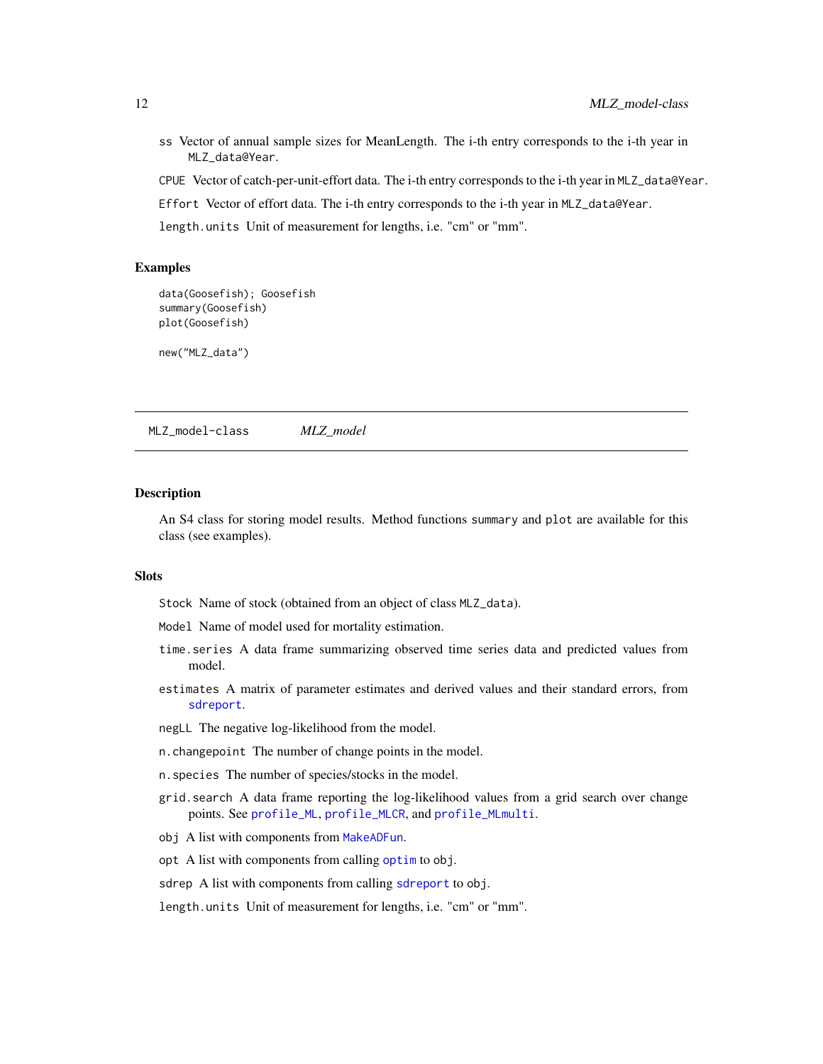ss Vector of annual sample sizes for MeanLength. The i-th entry corresponds to the i-th year in MLZ_data@Year.

CPUE Vector of catch-per-unit-effort data. The i-th entry corresponds to the i-th year in MLZ_data@Year.

Effort Vector of effort data. The i-th entry corresponds to the i-th year in MLZ_data@Year.

length.units Unit of measurement for lengths, i.e. "cm" or "mm".

### Examples

```
data(Goosefish); Goosefish
summary(Goosefish)
plot(Goosefish)

new("MLZ_data")
```

## MLZ_model-class *MLZ_model*

### Description

An S4 class for storing model results. Method functions summary and plot are available for this class (see examples).

### Slots

Stock Name of stock (obtained from an object of class MLZ_data).

Model Name of model used for mortality estimation.

time.series A data frame summarizing observed time series data and predicted values from model.

estimates A matrix of parameter estimates and derived values and their standard errors, from sdreport.

negLL The negative log-likelihood from the model.

n.changepoint The number of change points in the model.

n.species The number of species/stocks in the model.

grid.search A data frame reporting the log-likelihood values from a grid search over change points. See profile_ML, profile_MLCR, and profile_MLmulti.

obj A list with components from MakeADFun.

opt A list with components from calling optim to obj.

sdrep A list with components from calling sdreport to obj.

length.units Unit of measurement for lengths, i.e. "cm" or "mm".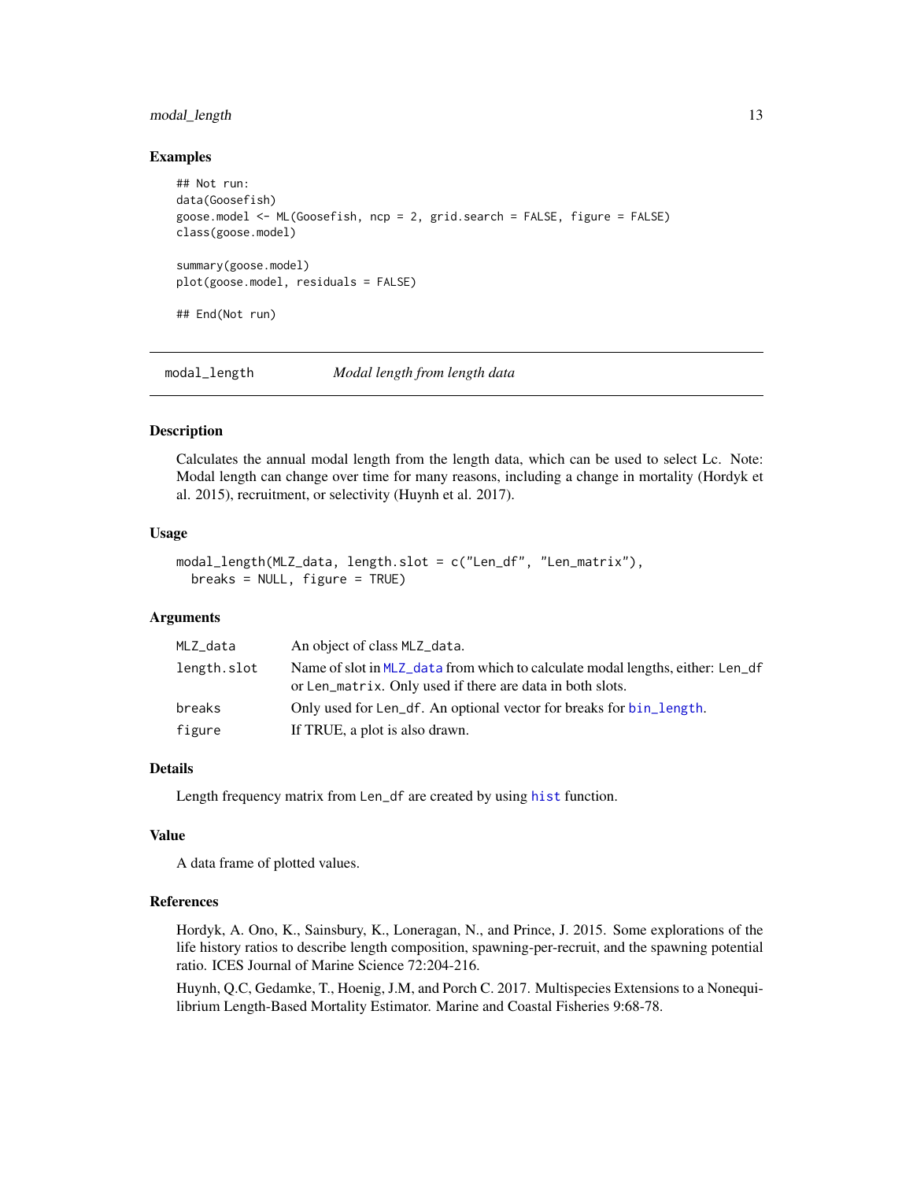### Examples

```
## Not run:
data(Goosefish)
goose.model <- ML(Goosefish, ncp = 2, grid.search = FALSE, figure = FALSE)
class(goose.model)

summary(goose.model)
plot(goose.model, residuals = FALSE)

## End(Not run)
```

---

## modal_length — *Modal length from length data*

### Description

Calculates the annual modal length from the length data, which can be used to select Lc. Note: Modal length can change over time for many reasons, including a change in mortality (Hordyk et al. 2015), recruitment, or selectivity (Huynh et al. 2017).

### Usage

```
modal_length(MLZ_data, length.slot = c("Len_df", "Len_matrix"),
  breaks = NULL, figure = TRUE)
```

### Arguments

| | |
|---|---|
| MLZ_data | An object of class MLZ_data. |
| length.slot | Name of slot in MLZ_data from which to calculate modal lengths, either: Len_df or Len_matrix. Only used if there are data in both slots. |
| breaks | Only used for Len_df. An optional vector for breaks for bin_length. |
| figure | If TRUE, a plot is also drawn. |

### Details

Length frequency matrix from Len_df are created by using hist function.

### Value

A data frame of plotted values.

### References

Hordyk, A. Ono, K., Sainsbury, K., Loneragan, N., and Prince, J. 2015. Some explorations of the life history ratios to describe length composition, spawning-per-recruit, and the spawning potential ratio. ICES Journal of Marine Science 72:204-216.

Huynh, Q.C, Gedamke, T., Hoenig, J.M, and Porch C. 2017. Multispecies Extensions to a Nonequilibrium Length-Based Mortality Estimator. Marine and Coastal Fisheries 9:68-78.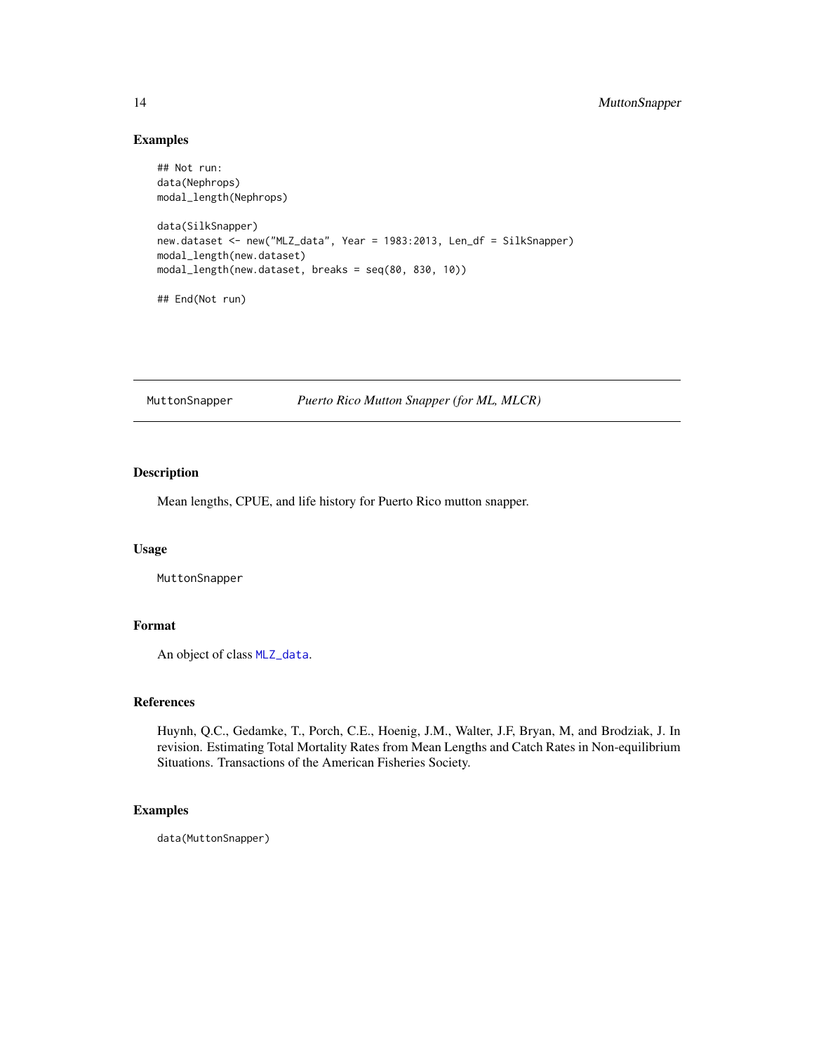## Examples

```
## Not run:
data(Nephrops)
modal_length(Nephrops)

data(SilkSnapper)
new.dataset <- new("MLZ_data", Year = 1983:2013, Len_df = SilkSnapper)
modal_length(new.dataset)
modal_length(new.dataset, breaks = seq(80, 830, 10))

## End(Not run)
```

---

# MuttonSnapper — *Puerto Rico Mutton Snapper (for ML, MLCR)*

---

## Description

Mean lengths, CPUE, and life history for Puerto Rico mutton snapper.

## Usage

```
MuttonSnapper
```

## Format

An object of class `MLZ_data`.

## References

Huynh, Q.C., Gedamke, T., Porch, C.E., Hoenig, J.M., Walter, J.F, Bryan, M, and Brodziak, J. In revision. Estimating Total Mortality Rates from Mean Lengths and Catch Rates in Non-equilibrium Situations. Transactions of the American Fisheries Society.

## Examples

```
data(MuttonSnapper)
```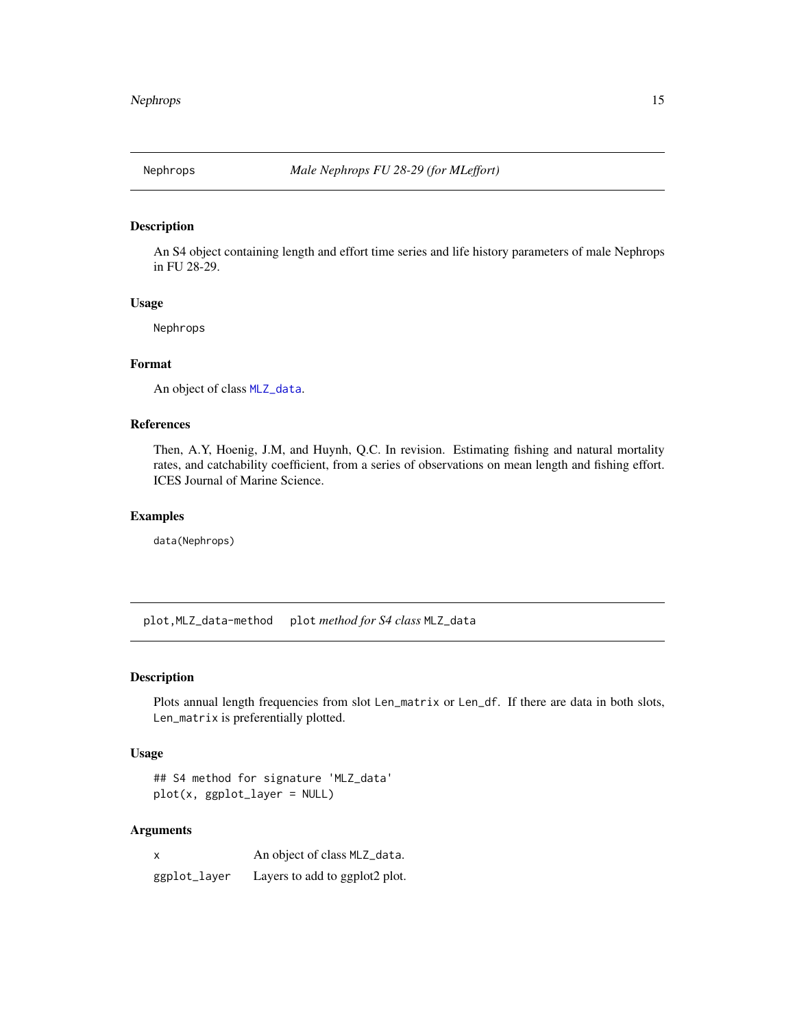## Nephrops — *Male Nephrops FU 28-29 (for MLeffort)*

### Description

An S4 object containing length and effort time series and life history parameters of male Nephrops in FU 28-29.

### Usage

```
Nephrops
```

### Format

An object of class `MLZ_data`.

### References

Then, A.Y, Hoenig, J.M, and Huynh, Q.C. In revision. Estimating fishing and natural mortality rates, and catchability coefficient, from a series of observations on mean length and fishing effort. ICES Journal of Marine Science.

### Examples

```
data(Nephrops)
```

## plot,MLZ_data-method — `plot` *method for S4 class* `MLZ_data`

### Description

Plots annual length frequencies from slot `Len_matrix` or `Len_df`. If there are data in both slots, `Len_matrix` is preferentially plotted.

### Usage

```
## S4 method for signature 'MLZ_data'
plot(x, ggplot_layer = NULL)
```

### Arguments

| | |
|---|---|
| `x` | An object of class `MLZ_data`. |
| `ggplot_layer` | Layers to add to ggplot2 plot. |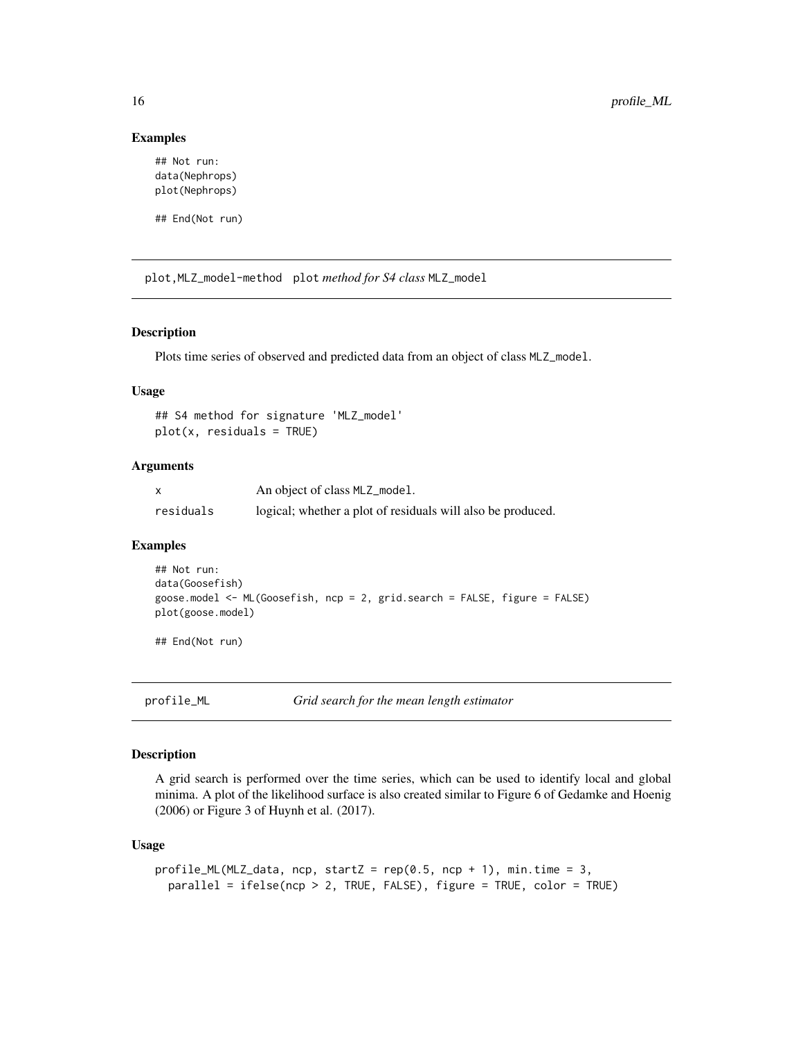### Examples

```
## Not run:
data(Nephrops)
plot(Nephrops)

## End(Not run)
```

## plot,MLZ_model-method — plot *method for S4 class* MLZ_model

### Description

Plots time series of observed and predicted data from an object of class MLZ_model.

### Usage

```
## S4 method for signature 'MLZ_model'
plot(x, residuals = TRUE)
```

### Arguments

| | |
|---|---|
| x | An object of class MLZ_model. |
| residuals | logical; whether a plot of residuals will also be produced. |

### Examples

```
## Not run:
data(Goosefish)
goose.model <- ML(Goosefish, ncp = 2, grid.search = FALSE, figure = FALSE)
plot(goose.model)

## End(Not run)
```

## profile_ML — *Grid search for the mean length estimator*

### Description

A grid search is performed over the time series, which can be used to identify local and global minima. A plot of the likelihood surface is also created similar to Figure 6 of Gedamke and Hoenig (2006) or Figure 3 of Huynh et al. (2017).

### Usage

```
profile_ML(MLZ_data, ncp, startZ = rep(0.5, ncp + 1), min.time = 3,
  parallel = ifelse(ncp > 2, TRUE, FALSE), figure = TRUE, color = TRUE)
```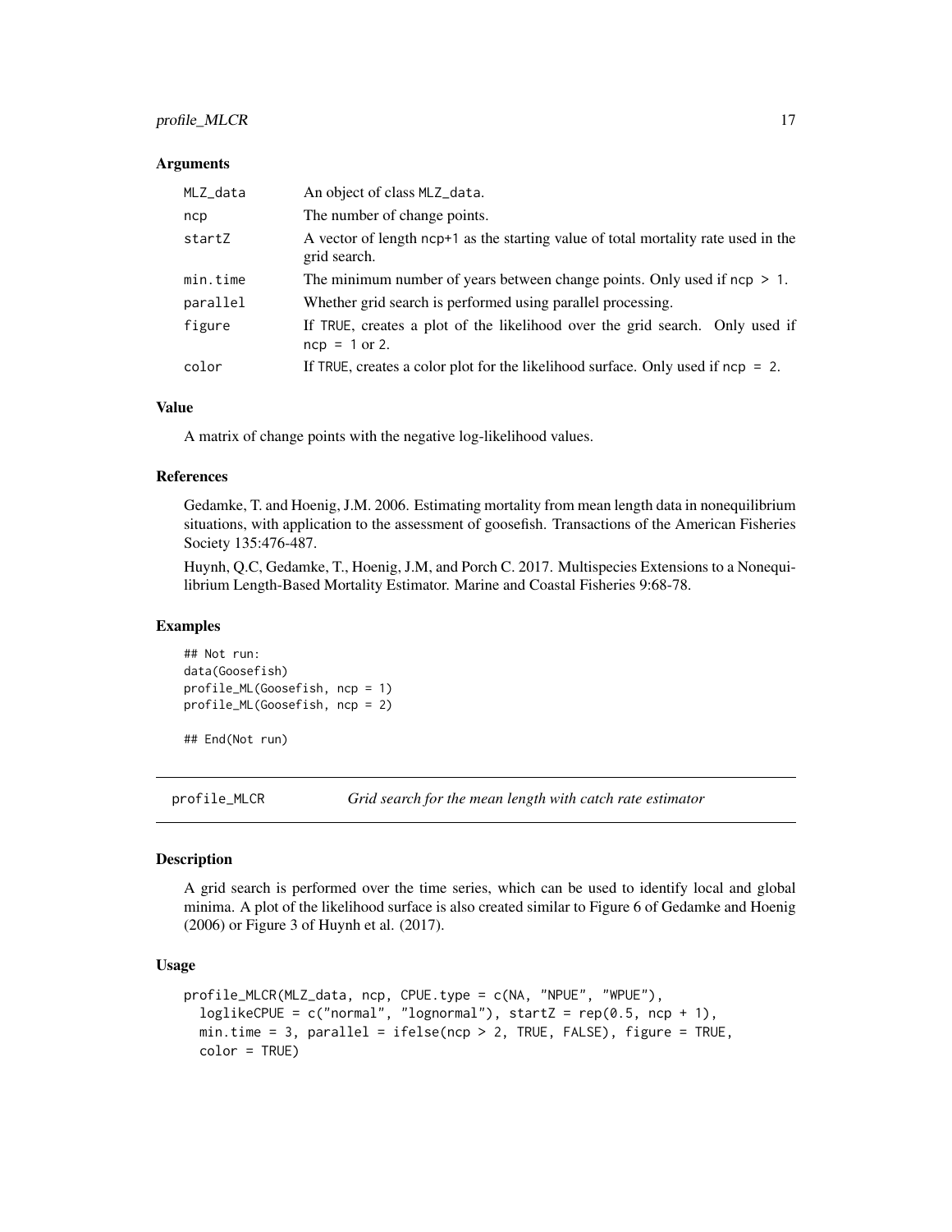### Arguments

| | |
|---|---|
| MLZ_data | An object of class MLZ_data. |
| ncp | The number of change points. |
| startZ | A vector of length ncp+1 as the starting value of total mortality rate used in the grid search. |
| min.time | The minimum number of years between change points. Only used if ncp > 1. |
| parallel | Whether grid search is performed using parallel processing. |
| figure | If TRUE, creates a plot of the likelihood over the grid search. Only used if ncp = 1 or 2. |
| color | If TRUE, creates a color plot for the likelihood surface. Only used if ncp = 2. |

### Value

A matrix of change points with the negative log-likelihood values.

### References

Gedamke, T. and Hoenig, J.M. 2006. Estimating mortality from mean length data in nonequilibrium situations, with application to the assessment of goosefish. Transactions of the American Fisheries Society 135:476-487.

Huynh, Q.C, Gedamke, T., Hoenig, J.M, and Porch C. 2017. Multispecies Extensions to a Nonequilibrium Length-Based Mortality Estimator. Marine and Coastal Fisheries 9:68-78.

### Examples

```
## Not run:
data(Goosefish)
profile_ML(Goosefish, ncp = 1)
profile_ML(Goosefish, ncp = 2)

## End(Not run)
```

---

## profile_MLCR *Grid search for the mean length with catch rate estimator*

### Description

A grid search is performed over the time series, which can be used to identify local and global minima. A plot of the likelihood surface is also created similar to Figure 6 of Gedamke and Hoenig (2006) or Figure 3 of Huynh et al. (2017).

### Usage

```
profile_MLCR(MLZ_data, ncp, CPUE.type = c(NA, "NPUE", "WPUE"),
  loglikeCPUE = c("normal", "lognormal"), startZ = rep(0.5, ncp + 1),
  min.time = 3, parallel = ifelse(ncp > 2, TRUE, FALSE), figure = TRUE,
  color = TRUE)
```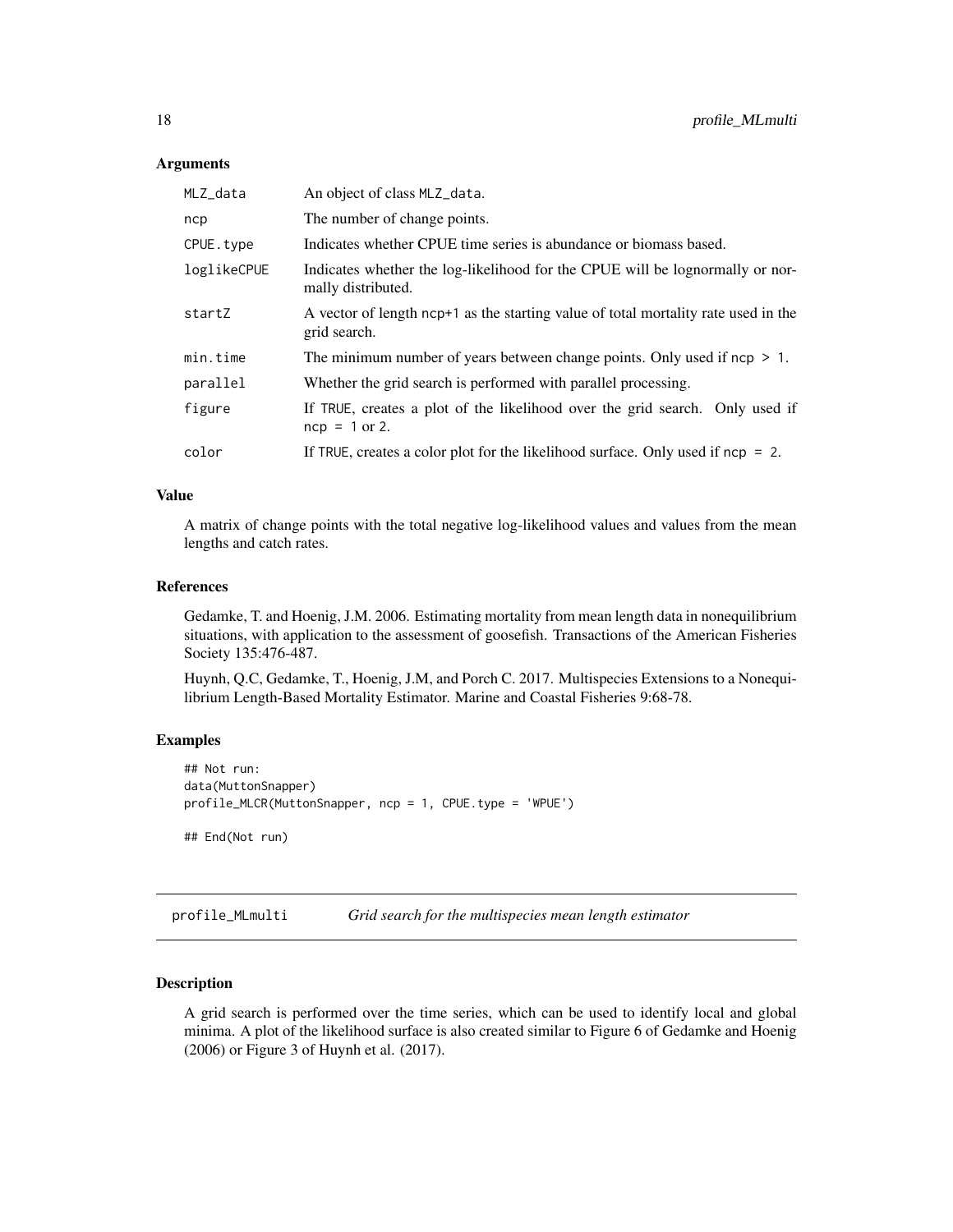### Arguments

| | |
|---|---|
| MLZ_data | An object of class MLZ_data. |
| ncp | The number of change points. |
| CPUE.type | Indicates whether CPUE time series is abundance or biomass based. |
| loglikeCPUE | Indicates whether the log-likelihood for the CPUE will be lognormally or normally distributed. |
| startZ | A vector of length ncp+1 as the starting value of total mortality rate used in the grid search. |
| min.time | The minimum number of years between change points. Only used if ncp > 1. |
| parallel | Whether the grid search is performed with parallel processing. |
| figure | If TRUE, creates a plot of the likelihood over the grid search. Only used if ncp = 1 or 2. |
| color | If TRUE, creates a color plot for the likelihood surface. Only used if ncp = 2. |

### Value

A matrix of change points with the total negative log-likelihood values and values from the mean lengths and catch rates.

### References

Gedamke, T. and Hoenig, J.M. 2006. Estimating mortality from mean length data in nonequilibrium situations, with application to the assessment of goosefish. Transactions of the American Fisheries Society 135:476-487.

Huynh, Q.C, Gedamke, T., Hoenig, J.M, and Porch C. 2017. Multispecies Extensions to a Nonequilibrium Length-Based Mortality Estimator. Marine and Coastal Fisheries 9:68-78.

### Examples

```
## Not run:
data(MuttonSnapper)
profile_MLCR(MuttonSnapper, ncp = 1, CPUE.type = 'WPUE')

## End(Not run)
```

## profile_MLmulti — *Grid search for the multispecies mean length estimator*

### Description

A grid search is performed over the time series, which can be used to identify local and global minima. A plot of the likelihood surface is also created similar to Figure 6 of Gedamke and Hoenig (2006) or Figure 3 of Huynh et al. (2017).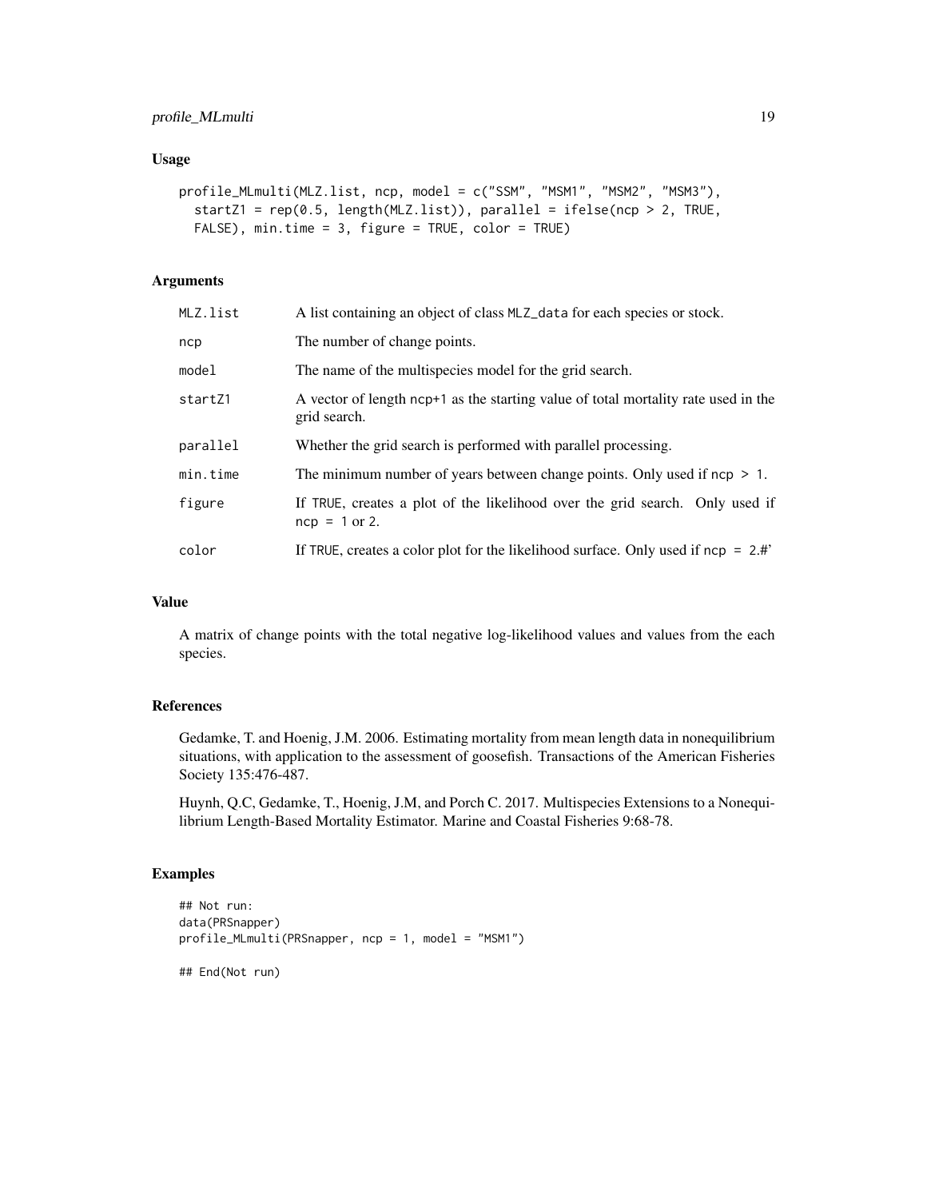## Usage

```
profile_MLmulti(MLZ.list, ncp, model = c("SSM", "MSM1", "MSM2", "MSM3"),
  startZ1 = rep(0.5, length(MLZ.list)), parallel = ifelse(ncp > 2, TRUE,
  FALSE), min.time = 3, figure = TRUE, color = TRUE)
```

## Arguments

| | |
|---|---|
| MLZ.list | A list containing an object of class MLZ_data for each species or stock. |
| ncp | The number of change points. |
| model | The name of the multispecies model for the grid search. |
| startZ1 | A vector of length ncp+1 as the starting value of total mortality rate used in the grid search. |
| parallel | Whether the grid search is performed with parallel processing. |
| min.time | The minimum number of years between change points. Only used if ncp > 1. |
| figure | If TRUE, creates a plot of the likelihood over the grid search. Only used if ncp = 1 or 2. |
| color | If TRUE, creates a color plot for the likelihood surface. Only used if ncp = 2.#' |

## Value

A matrix of change points with the total negative log-likelihood values and values from the each species.

## References

Gedamke, T. and Hoenig, J.M. 2006. Estimating mortality from mean length data in nonequilibrium situations, with application to the assessment of goosefish. Transactions of the American Fisheries Society 135:476-487.

Huynh, Q.C, Gedamke, T., Hoenig, J.M, and Porch C. 2017. Multispecies Extensions to a Nonequilibrium Length-Based Mortality Estimator. Marine and Coastal Fisheries 9:68-78.

## Examples

```
## Not run:
data(PRSnapper)
profile_MLmulti(PRSnapper, ncp = 1, model = "MSM1")

## End(Not run)
```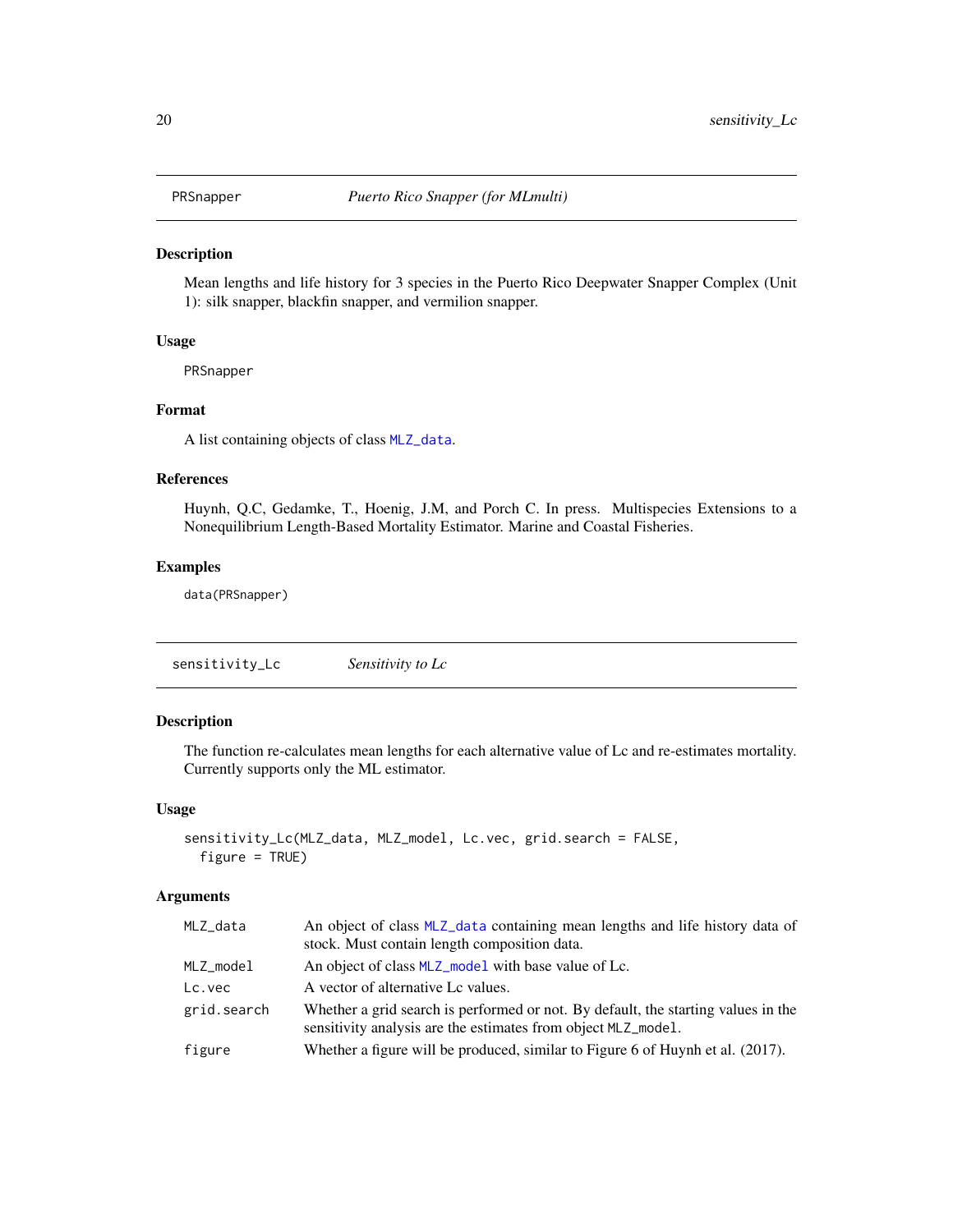## PRSnapper *Puerto Rico Snapper (for MLmulti)*

### Description

Mean lengths and life history for 3 species in the Puerto Rico Deepwater Snapper Complex (Unit 1): silk snapper, blackfin snapper, and vermilion snapper.

### Usage

```
PRSnapper
```

### Format

A list containing objects of class `MLZ_data`.

### References

Huynh, Q.C, Gedamke, T., Hoenig, J.M, and Porch C. In press. Multispecies Extensions to a Nonequilibrium Length-Based Mortality Estimator. Marine and Coastal Fisheries.

### Examples

```
data(PRSnapper)
```

## sensitivity_Lc *Sensitivity to Lc*

### Description

The function re-calculates mean lengths for each alternative value of Lc and re-estimates mortality. Currently supports only the ML estimator.

### Usage

```
sensitivity_Lc(MLZ_data, MLZ_model, Lc.vec, grid.search = FALSE,
  figure = TRUE)
```

### Arguments

| | |
|---|---|
| MLZ_data | An object of class `MLZ_data` containing mean lengths and life history data of stock. Must contain length composition data. |
| MLZ_model | An object of class `MLZ_model` with base value of Lc. |
| Lc.vec | A vector of alternative Lc values. |
| grid.search | Whether a grid search is performed or not. By default, the starting values in the sensitivity analysis are the estimates from object `MLZ_model`. |
| figure | Whether a figure will be produced, similar to Figure 6 of Huynh et al. (2017). |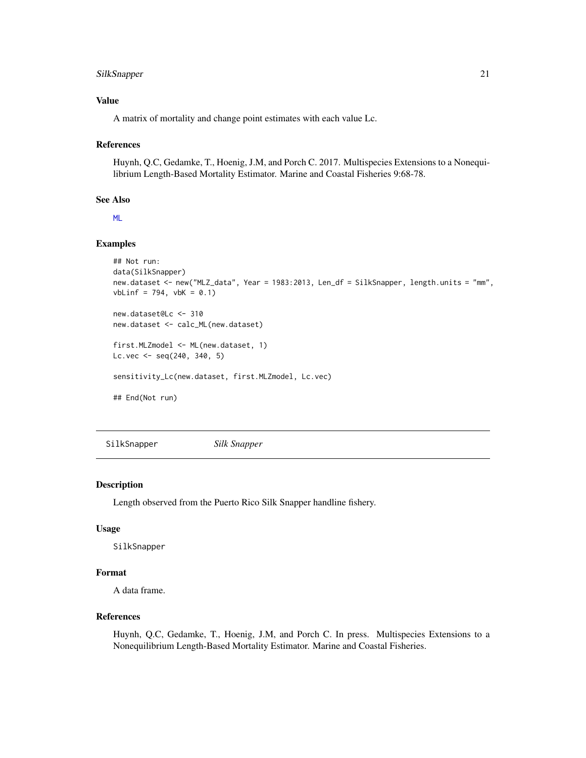### Value

A matrix of mortality and change point estimates with each value Lc.

### References

Huynh, Q.C, Gedamke, T., Hoenig, J.M, and Porch C. 2017. Multispecies Extensions to a Nonequilibrium Length-Based Mortality Estimator. Marine and Coastal Fisheries 9:68-78.

### See Also

ML

### Examples

```
## Not run:
data(SilkSnapper)
new.dataset <- new("MLZ_data", Year = 1983:2013, Len_df = SilkSnapper, length.units = "mm",
vbLinf = 794, vbK = 0.1)

new.dataset@Lc <- 310
new.dataset <- calc_ML(new.dataset)

first.MLZmodel <- ML(new.dataset, 1)
Lc.vec <- seq(240, 340, 5)

sensitivity_Lc(new.dataset, first.MLZmodel, Lc.vec)

## End(Not run)
```

---

## SilkSnapper *Silk Snapper*

### Description

Length observed from the Puerto Rico Silk Snapper handline fishery.

### Usage

```
SilkSnapper
```

### Format

A data frame.

### References

Huynh, Q.C, Gedamke, T., Hoenig, J.M, and Porch C. In press. Multispecies Extensions to a Nonequilibrium Length-Based Mortality Estimator. Marine and Coastal Fisheries.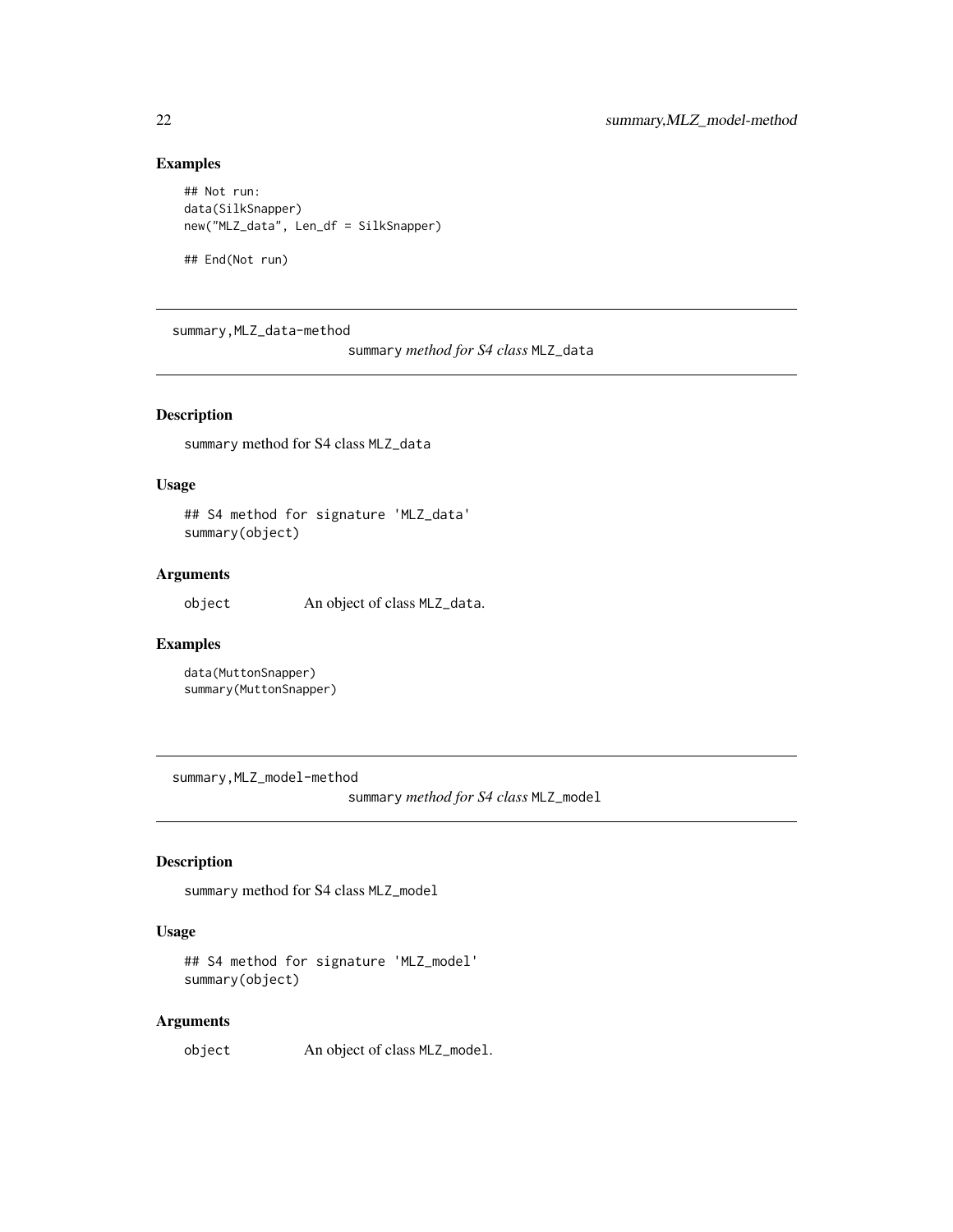## Examples

```
## Not run:
data(SilkSnapper)
new("MLZ_data", Len_df = SilkSnapper)

## End(Not run)
```

---

`summary,MLZ_data-method`

# `summary` *method for S4 class* `MLZ_data`

---

## Description

`summary` method for S4 class `MLZ_data`

## Usage

```
## S4 method for signature 'MLZ_data'
summary(object)
```

## Arguments

| | |
|---|---|
| `object` | An object of class `MLZ_data`. |

## Examples

```
data(MuttonSnapper)
summary(MuttonSnapper)
```

---

`summary,MLZ_model-method`

# `summary` *method for S4 class* `MLZ_model`

---

## Description

`summary` method for S4 class `MLZ_model`

## Usage

```
## S4 method for signature 'MLZ_model'
summary(object)
```

## Arguments

| | |
|---|---|
| `object` | An object of class `MLZ_model`. |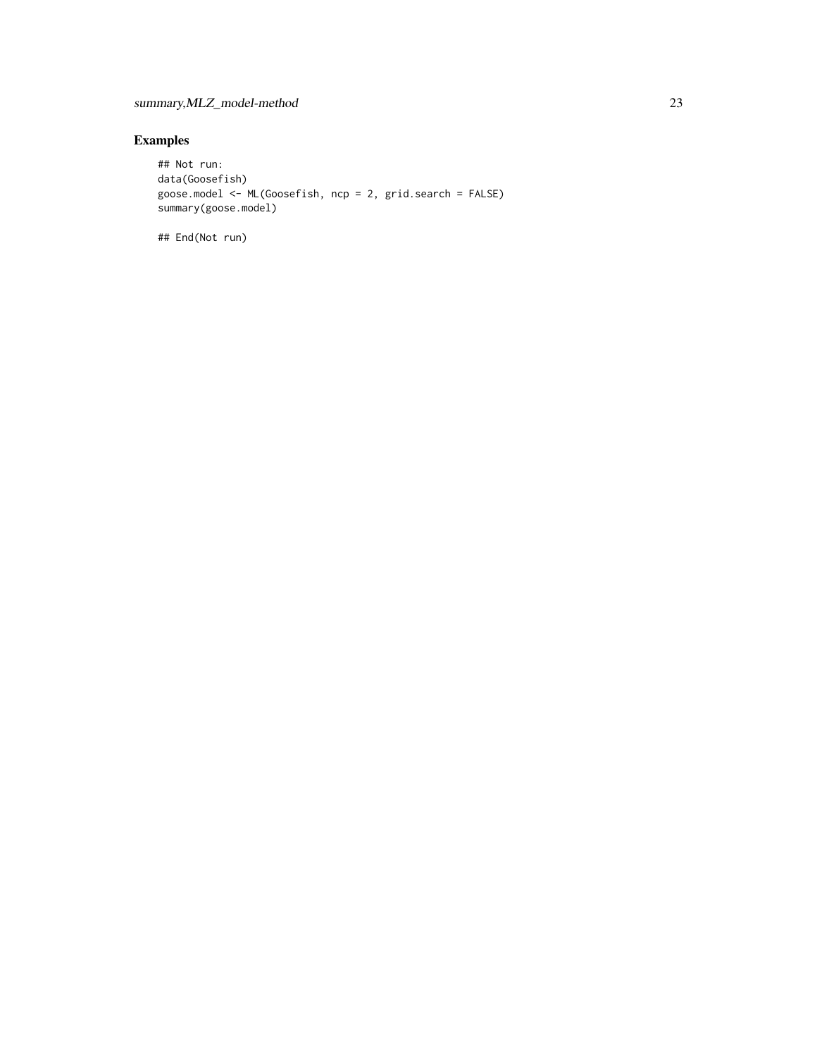## Examples

```
## Not run:
data(Goosefish)
goose.model <- ML(Goosefish, ncp = 2, grid.search = FALSE)
summary(goose.model)

## End(Not run)
```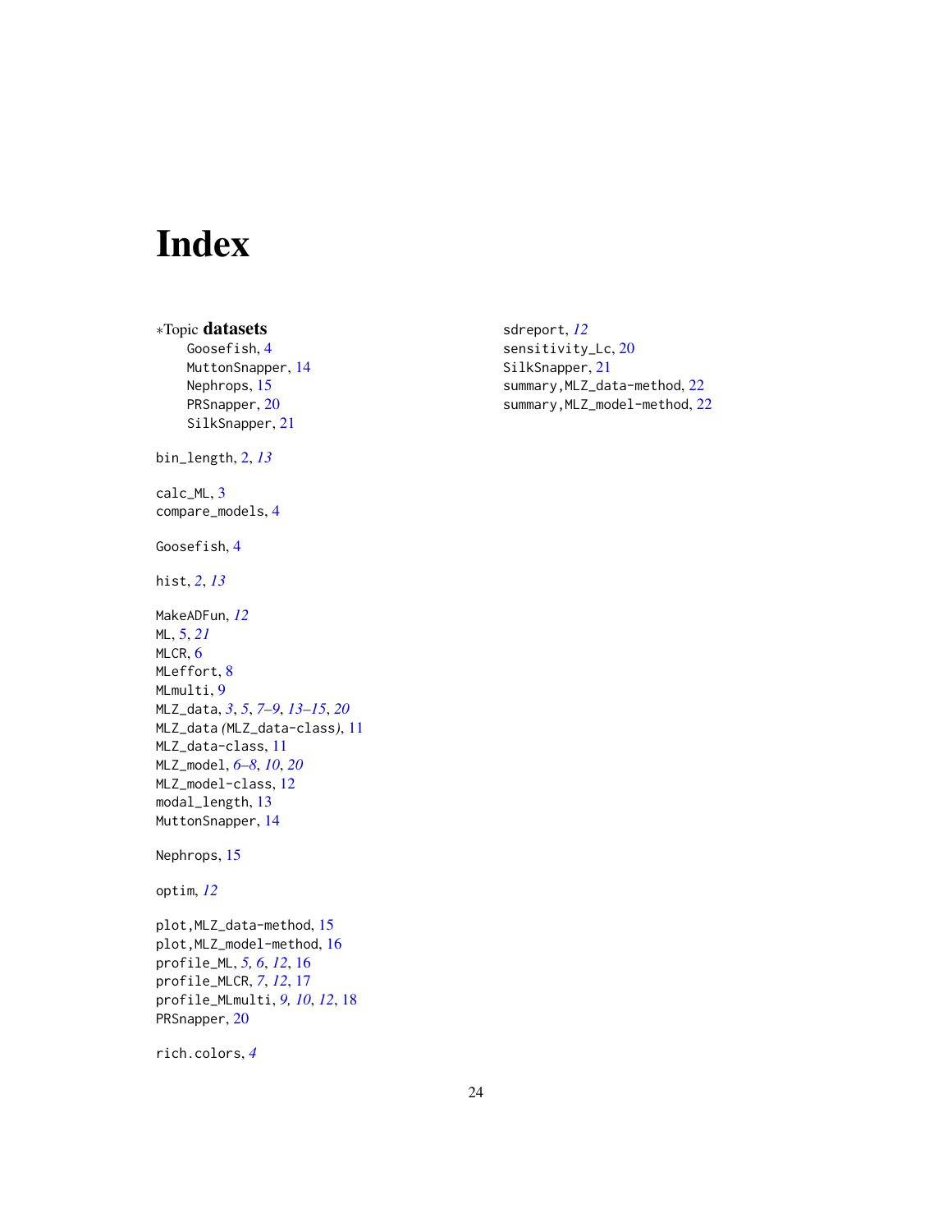# Index

*Topic **datasets**

- Goosefish, 4
- MuttonSnapper, 14
- Nephrops, 15
- PRSnapper, 20
- SilkSnapper, 21

bin_length, 2, *13*

calc_ML, 3
compare_models, 4

Goosefish, 4

hist, *2*, *13*

MakeADFun, *12*
ML, 5, *21*
MLCR, 6
MLeffort, 8
MLmulti, 9
MLZ_data, *3*, *5*, *7–9*, *13–15*, *20*
MLZ_data *(*MLZ_data-class*)*, 11
MLZ_data-class, 11
MLZ_model, *6–8*, *10*, *20*
MLZ_model-class, 12
modal_length, 13
MuttonSnapper, 14

Nephrops, 15

optim, *12*

plot,MLZ_data-method, 15
plot,MLZ_model-method, 16
profile_ML, *5, 6*, *12*, 16
profile_MLCR, *7*, *12*, 17
profile_MLmulti, *9, 10*, *12*, 18
PRSnapper, 20

rich.colors, *4*

sdreport, *12*
sensitivity_Lc, 20
SilkSnapper, 21
summary,MLZ_data-method, 22
summary,MLZ_model-method, 22